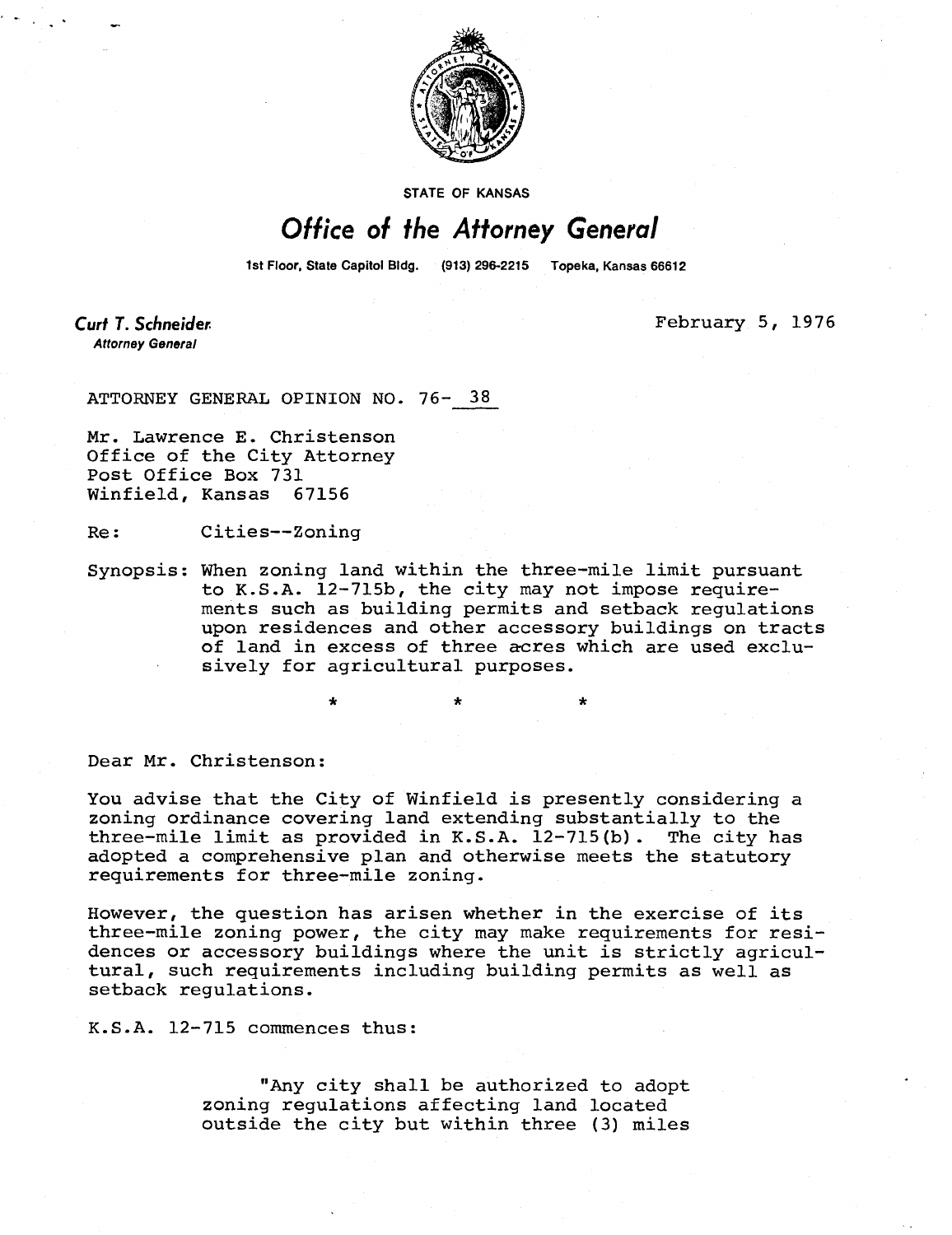STATE OF KANSAS

# Office of the Attorney General

1st Floor, State Capitol Bldg. (913) 296-2215 Topeka, Kansas 66612

**Curt T. Schneider**
*Attorney General*

February 5, 1976

ATTORNEY GENERAL OPINION NO. 76- 38

Mr. Lawrence E. Christenson
Office of the City Attorney
Post Office Box 731
Winfield, Kansas 67156

Re: Cities--Zoning

Synopsis: When zoning land within the three-mile limit pursuant to K.S.A. 12-715b, the city may not impose requirements such as building permits and setback regulations upon residences and other accessory buildings on tracts of land in excess of three acres which are used exclusively for agricultural purposes.

\* \* \*

Dear Mr. Christenson:

You advise that the City of Winfield is presently considering a zoning ordinance covering land extending substantially to the three-mile limit as provided in K.S.A. 12-715(b). The city has adopted a comprehensive plan and otherwise meets the statutory requirements for three-mile zoning.

However, the question has arisen whether in the exercise of its three-mile zoning power, the city may make requirements for residences or accessory buildings where the unit is strictly agricultural, such requirements including building permits as well as setback regulations.

K.S.A. 12-715 commences thus:

> "Any city shall be authorized to adopt zoning regulations affecting land located outside the city but within three (3) miles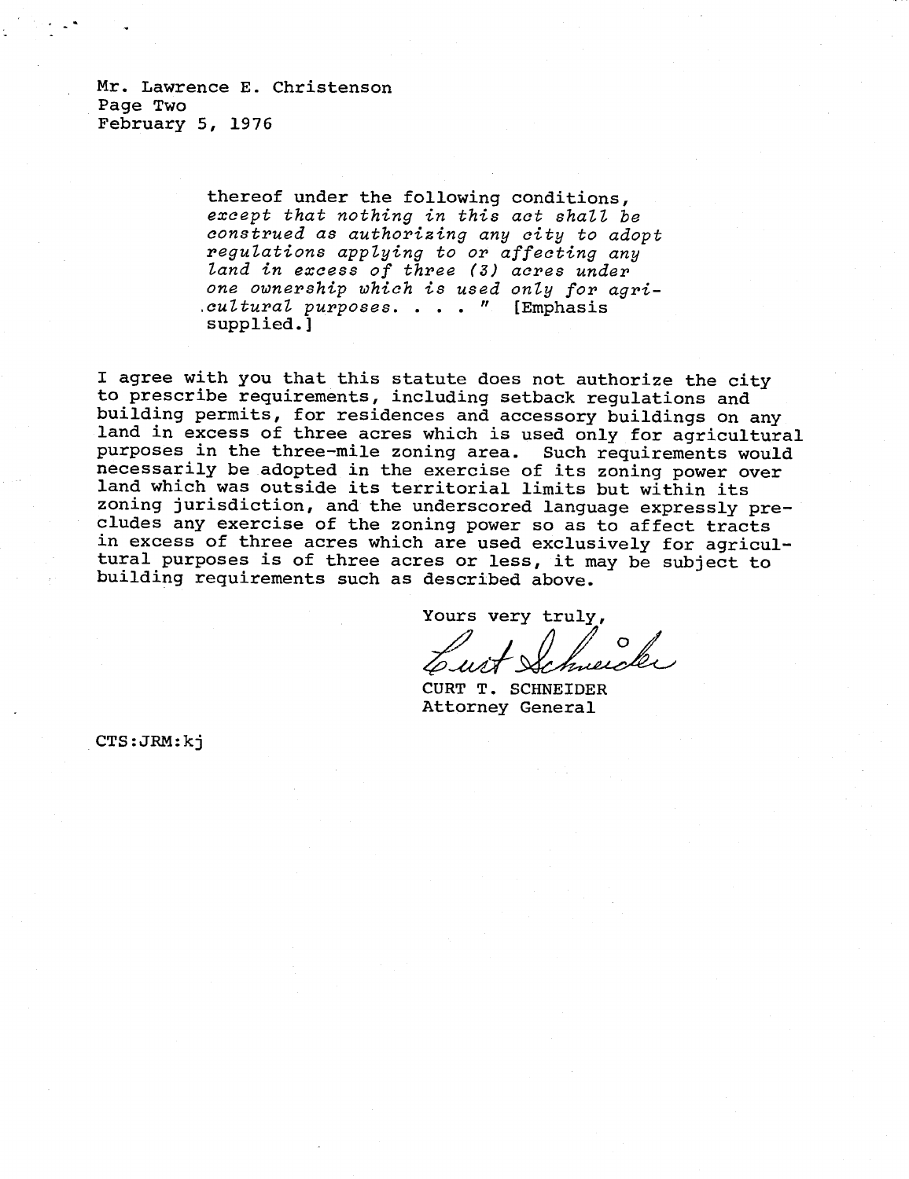Mr. Lawrence E. Christenson
Page Two
February 5, 1976

> thereof under the following conditions, *except that nothing in this act shall be construed as authorizing any city to adopt regulations applying to or affecting any land in excess of three (3) acres under one ownership which is used only for agricultural purposes. . . .* " [Emphasis supplied.]

I agree with you that this statute does not authorize the city to prescribe requirements, including setback regulations and building permits, for residences and accessory buildings on any land in excess of three acres which is used only for agricultural purposes in the three-mile zoning area. Such requirements would necessarily be adopted in the exercise of its zoning power over land which was outside its territorial limits but within its zoning jurisdiction, and the underscored language expressly precludes any exercise of the zoning power so as to affect tracts in excess of three acres which are used exclusively for agricultural purposes is of three acres or less, it may be subject to building requirements such as described above.

Yours very truly,

Curt Schneider

CURT T. SCHNEIDER
Attorney General

CTS:JRM:kj